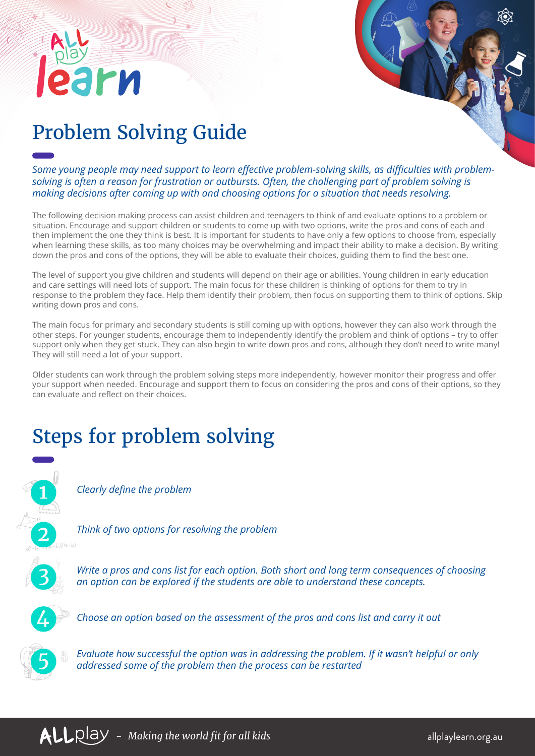# Problem Solving Guide

*Some young people may need support to learn effective problem-solving skills, as difficulties with problem-solving is often a reason for frustration or outbursts. Often, the challenging part of problem solving is making decisions after coming up with and choosing options for a situation that needs resolving.*

The following decision making process can assist children and teenagers to think of and evaluate options to a problem or situation. Encourage and support children or students to come up with two options, write the pros and cons of each and then implement the one they think is best. It is important for students to have only a few options to choose from, especially when learning these skills, as too many choices may be overwhelming and impact their ability to make a decision. By writing down the pros and cons of the options, they will be able to evaluate their choices, guiding them to find the best one.

The level of support you give children and students will depend on their age or abilities. Young children in early education and care settings will need lots of support. The main focus for these children is thinking of options for them to try in response to the problem they face. Help them identify their problem, then focus on supporting them to think of options. Skip writing down pros and cons.

The main focus for primary and secondary students is still coming up with options, however they can also work through the other steps. For younger students, encourage them to independently identify the problem and think of options – try to offer support only when they get stuck. They can also begin to write down pros and cons, although they don't need to write many! They will still need a lot of your support.

Older students can work through the problem solving steps more independently, however monitor their progress and offer your support when needed. Encourage and support them to focus on considering the pros and cons of their options, so they can evaluate and reflect on their choices.

## Steps for problem solving

1. *Clearly define the problem*
2. *Think of two options for resolving the problem*
3. *Write a pros and cons list for each option. Both short and long term consequences of choosing an option can be explored if the students are able to understand these concepts.*
4. *Choose an option based on the assessment of the pros and cons list and carry it out*
5. *Evaluate how successful the option was in addressing the problem. If it wasn't helpful or only addressed some of the problem then the process can be restarted*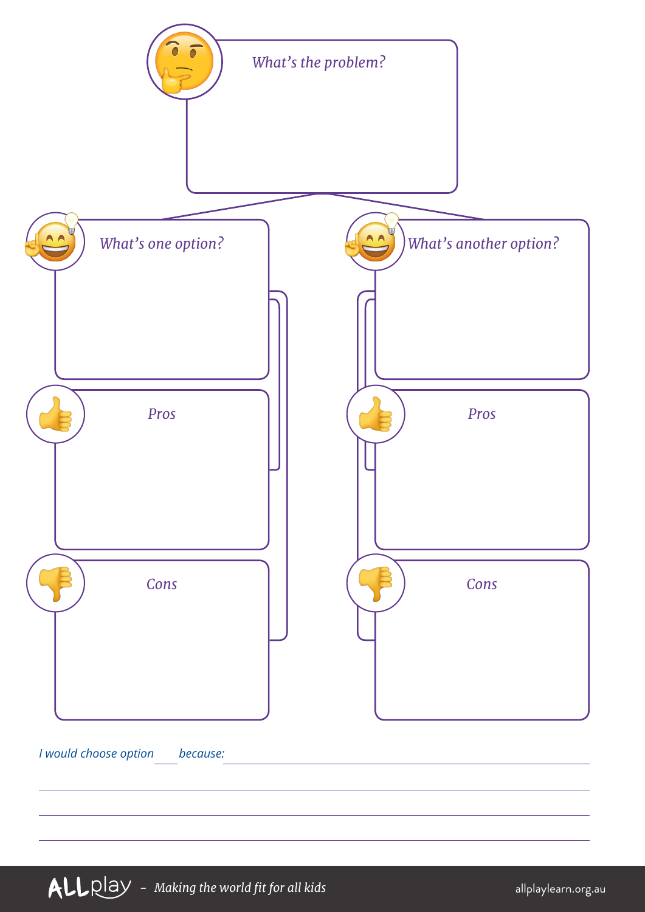*What's the problem?*

*What's one option?*

*Pros*

*Cons*

*What's another option?*

*Pros*

*Cons*

*I would choose option* ____ *because:* ________________________________________

________________________________________________________________

________________________________________________________________

________________________________________________________________

ALLplay – *Making the world fit for all kids*

allplaylearn.org.au